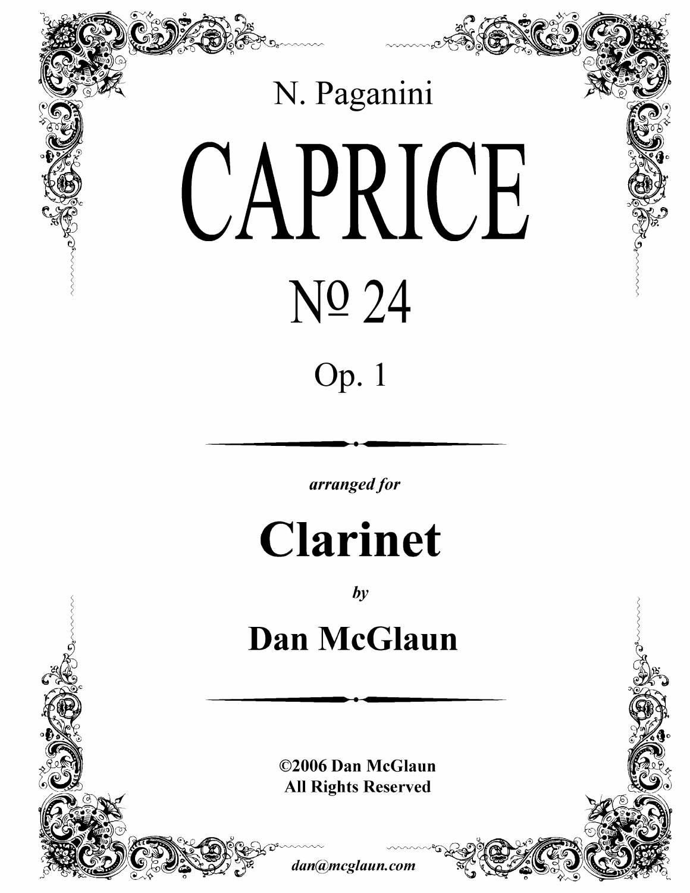N. Paganini

# CAPRICE

## № 24

Op. 1

---

***arranged for***

# Clarinet

***by***

## Dan McGlaun

---

**©2006 Dan McGlaun**
**All Rights Reserved**

***dan@mcglaun.com***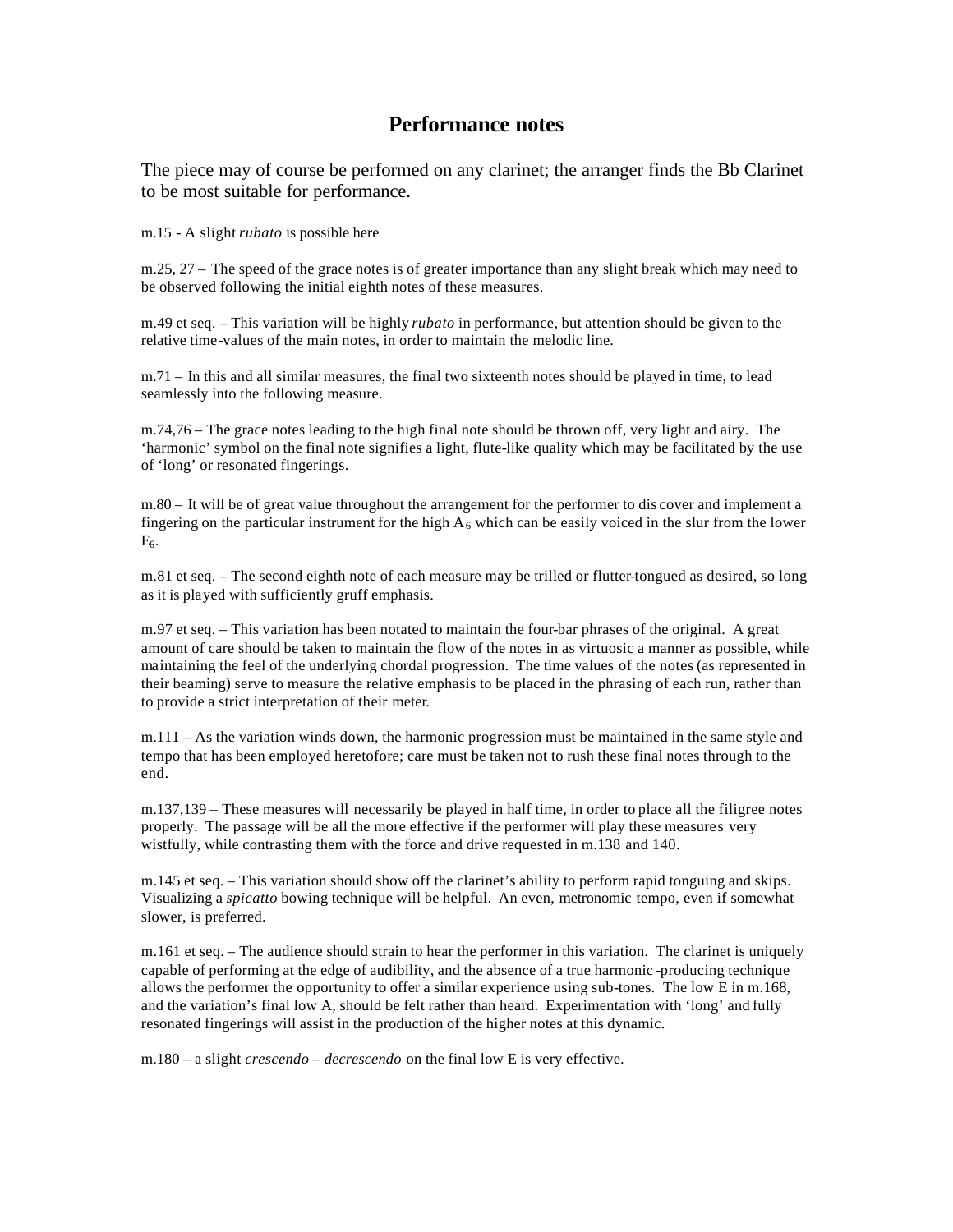# Performance notes

The piece may of course be performed on any clarinet; the arranger finds the Bb Clarinet to be most suitable for performance.

m.15 - A slight *rubato* is possible here

m.25, 27 – The speed of the grace notes is of greater importance than any slight break which may need to be observed following the initial eighth notes of these measures.

m.49 et seq. – This variation will be highly *rubato* in performance, but attention should be given to the relative time-values of the main notes, in order to maintain the melodic line.

m.71 – In this and all similar measures, the final two sixteenth notes should be played in time, to lead seamlessly into the following measure.

m.74,76 – The grace notes leading to the high final note should be thrown off, very light and airy. The 'harmonic' symbol on the final note signifies a light, flute-like quality which may be facilitated by the use of 'long' or resonated fingerings.

m.80 – It will be of great value throughout the arrangement for the performer to discover and implement a fingering on the particular instrument for the high $A_6$ which can be easily voiced in the slur from the lower $E_6$.

m.81 et seq. – The second eighth note of each measure may be trilled or flutter-tongued as desired, so long as it is played with sufficiently gruff emphasis.

m.97 et seq. – This variation has been notated to maintain the four-bar phrases of the original. A great amount of care should be taken to maintain the flow of the notes in as virtuosic a manner as possible, while maintaining the feel of the underlying chordal progression. The time values of the notes (as represented in their beaming) serve to measure the relative emphasis to be placed in the phrasing of each run, rather than to provide a strict interpretation of their meter.

m.111 – As the variation winds down, the harmonic progression must be maintained in the same style and tempo that has been employed heretofore; care must be taken not to rush these final notes through to the end.

m.137,139 – These measures will necessarily be played in half time, in order to place all the filigree notes properly. The passage will be all the more effective if the performer will play these measures very wistfully, while contrasting them with the force and drive requested in m.138 and 140.

m.145 et seq. – This variation should show off the clarinet's ability to perform rapid tonguing and skips. Visualizing a *spicatto* bowing technique will be helpful. An even, metronomic tempo, even if somewhat slower, is preferred.

m.161 et seq. – The audience should strain to hear the performer in this variation. The clarinet is uniquely capable of performing at the edge of audibility, and the absence of a true harmonic-producing technique allows the performer the opportunity to offer a similar experience using sub-tones. The low E in m.168, and the variation's final low A, should be felt rather than heard. Experimentation with 'long' and fully resonated fingerings will assist in the production of the higher notes at this dynamic.

m.180 – a slight *crescendo – decrescendo* on the final low E is very effective.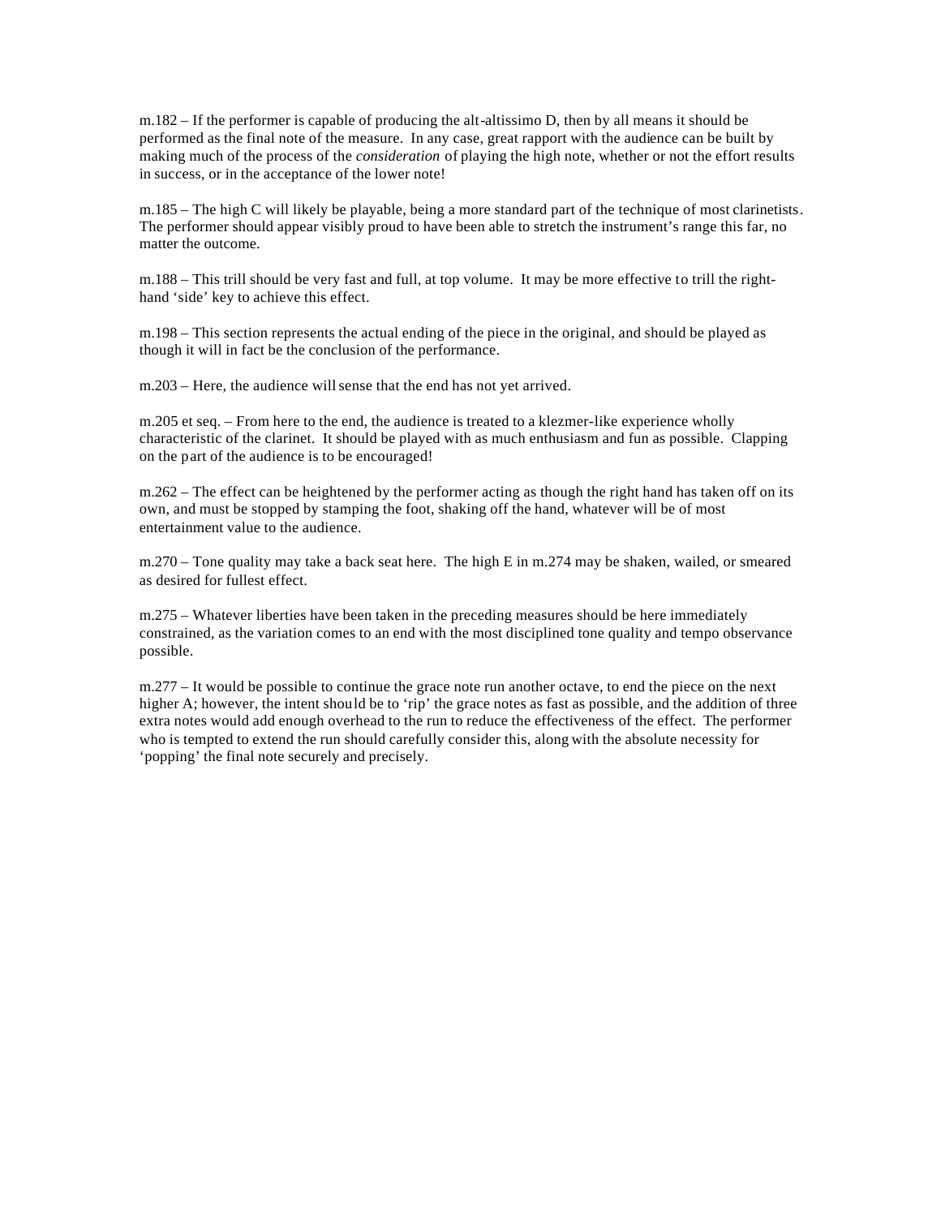m.182 – If the performer is capable of producing the alt-altissimo D, then by all means it should be performed as the final note of the measure. In any case, great rapport with the audience can be built by making much of the process of the *consideration* of playing the high note, whether or not the effort results in success, or in the acceptance of the lower note!

m.185 – The high C will likely be playable, being a more standard part of the technique of most clarinetists. The performer should appear visibly proud to have been able to stretch the instrument's range this far, no matter the outcome.

m.188 – This trill should be very fast and full, at top volume. It may be more effective to trill the right-hand 'side' key to achieve this effect.

m.198 – This section represents the actual ending of the piece in the original, and should be played as though it will in fact be the conclusion of the performance.

m.203 – Here, the audience will sense that the end has not yet arrived.

m.205 et seq. – From here to the end, the audience is treated to a klezmer-like experience wholly characteristic of the clarinet. It should be played with as much enthusiasm and fun as possible. Clapping on the part of the audience is to be encouraged!

m.262 – The effect can be heightened by the performer acting as though the right hand has taken off on its own, and must be stopped by stamping the foot, shaking off the hand, whatever will be of most entertainment value to the audience.

m.270 – Tone quality may take a back seat here. The high E in m.274 may be shaken, wailed, or smeared as desired for fullest effect.

m.275 – Whatever liberties have been taken in the preceding measures should be here immediately constrained, as the variation comes to an end with the most disciplined tone quality and tempo observance possible.

m.277 – It would be possible to continue the grace note run another octave, to end the piece on the next higher A; however, the intent should be to 'rip' the grace notes as fast as possible, and the addition of three extra notes would add enough overhead to the run to reduce the effectiveness of the effect. The performer who is tempted to extend the run should carefully consider this, along with the absolute necessity for 'popping' the final note securely and precisely.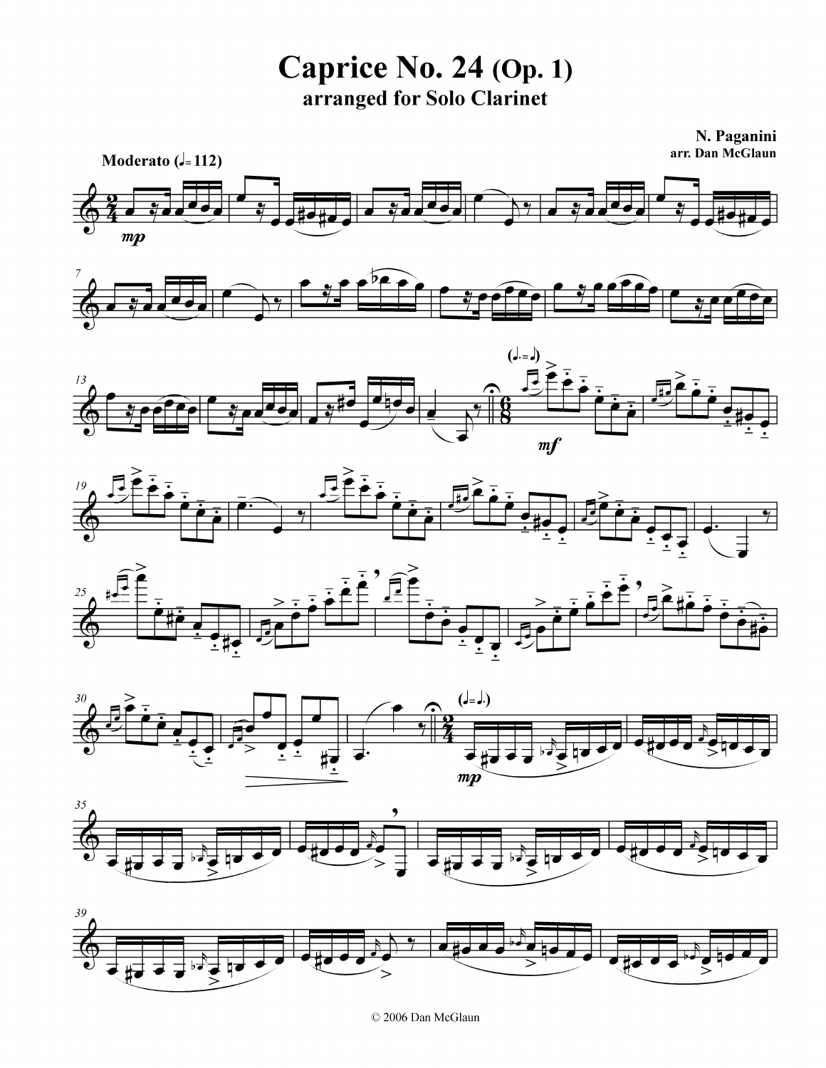# Caprice No. 24 (Op. 1)
## arranged for Solo Clarinet

**N. Paganini**
**arr. Dan McGlaun**

**Moderato (♩= 112)**

© 2006 Dan McGlaun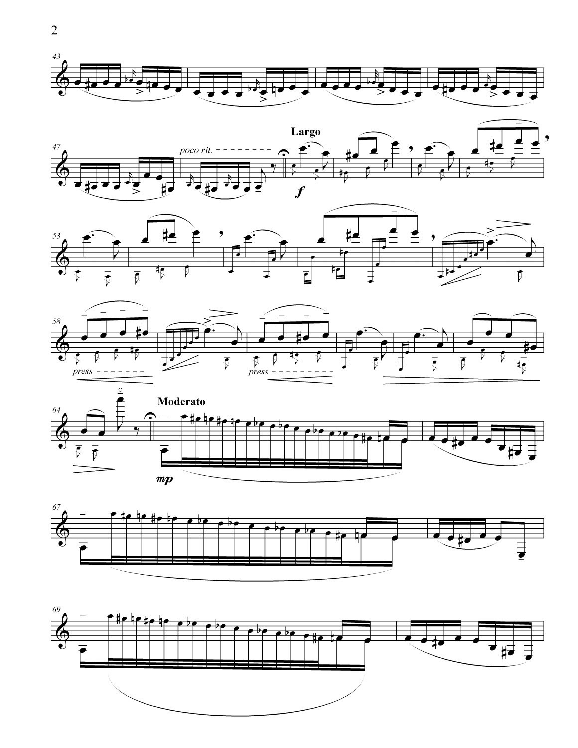poco rit.

**Largo**

*f*

*press*

*press*

**Moderato**

*mp*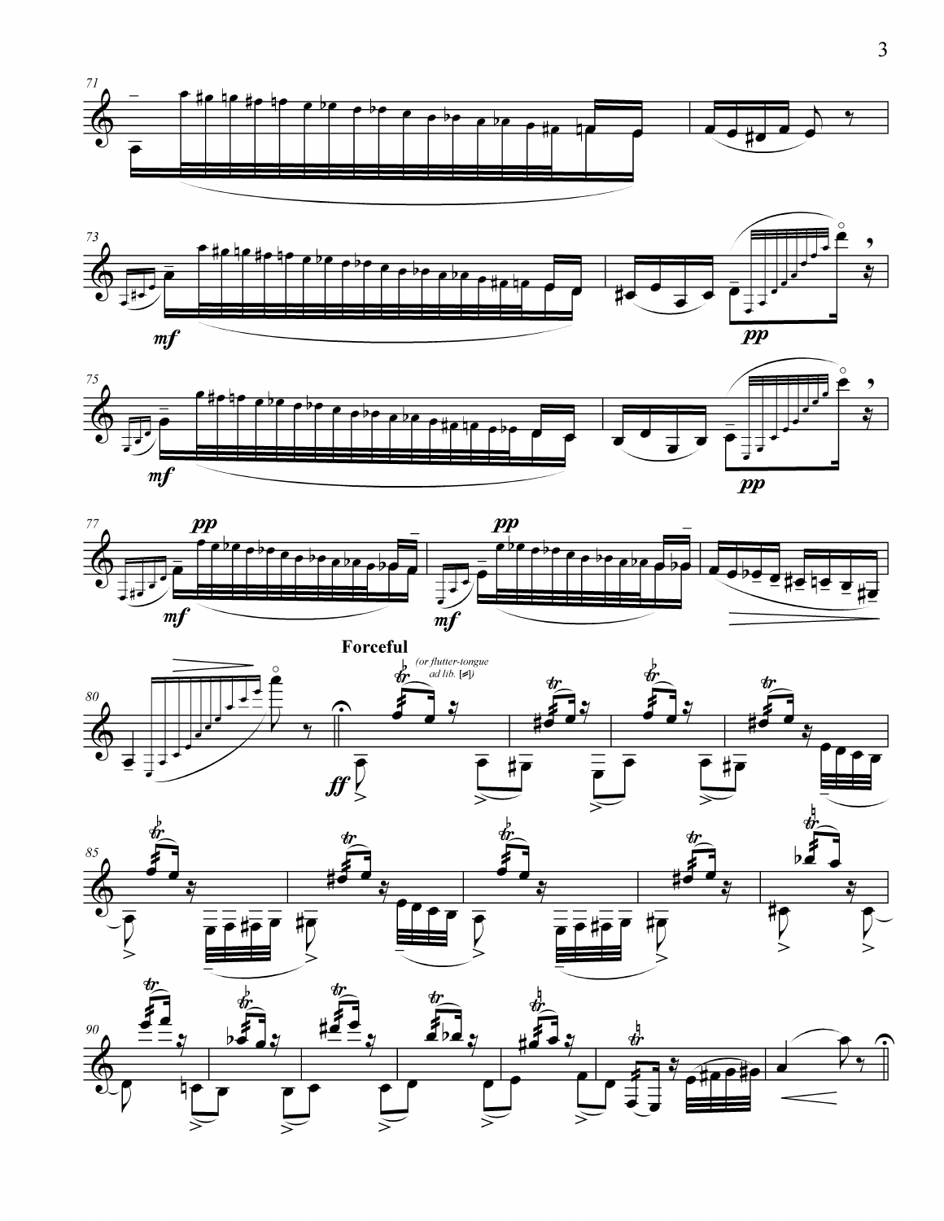**Forceful**

*(or flutter-tongue ad lib.)*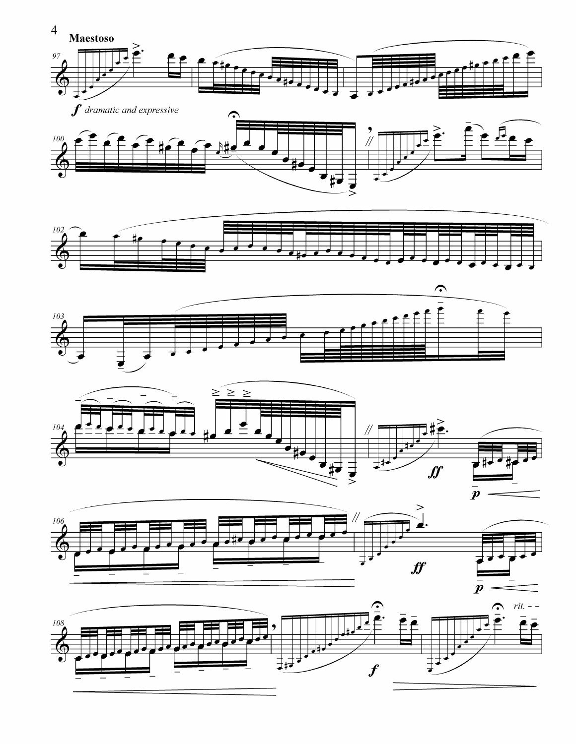**Maestoso**

*f dramatic and expressive*

*ff*

*p*

*ff*

*p*

*f*

*rit.*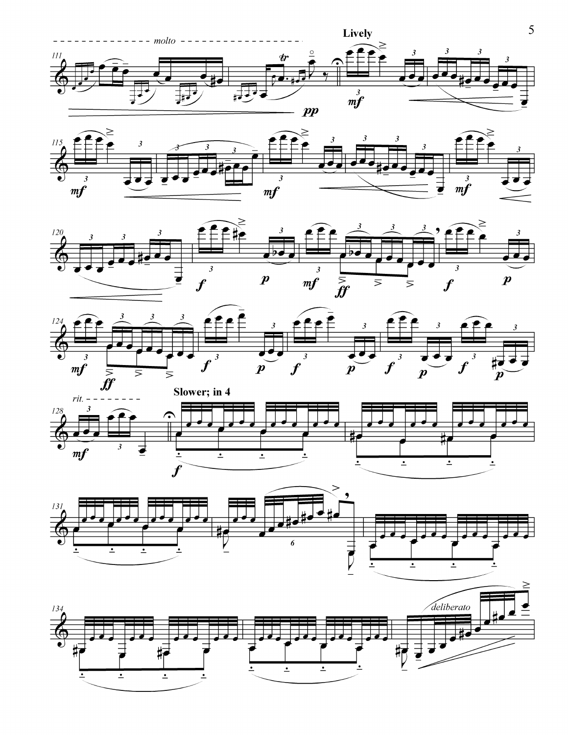*molto*

**Lively**

*rit.*

**Slower; in 4**

*deliberato*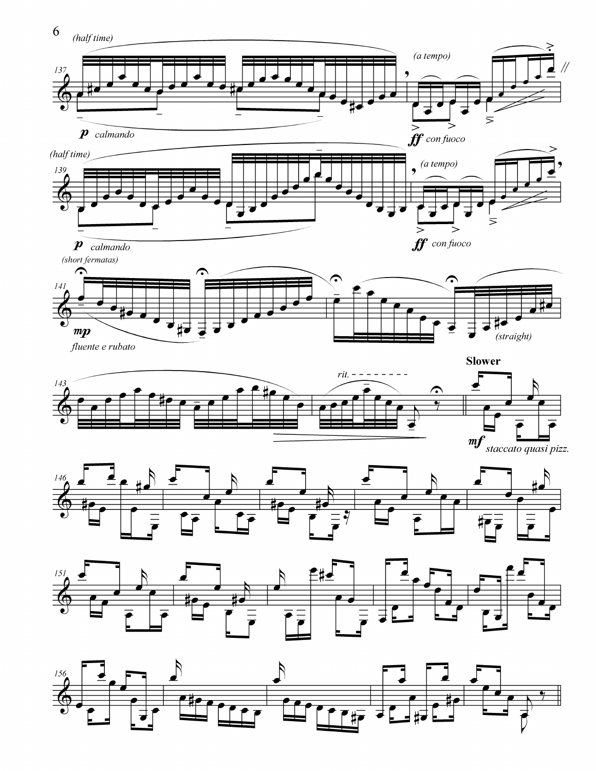(half time)

137

*p* calmando

(a tempo)

*ff* con fuoco

(half time)

139

*p* calmando

(a tempo)

*ff* con fuoco

(short fermatas)

141

*mp*

fluente e rubato

(straight)

143

rit.

**Slower**

*mf* staccato quasi pizz.

146

151

156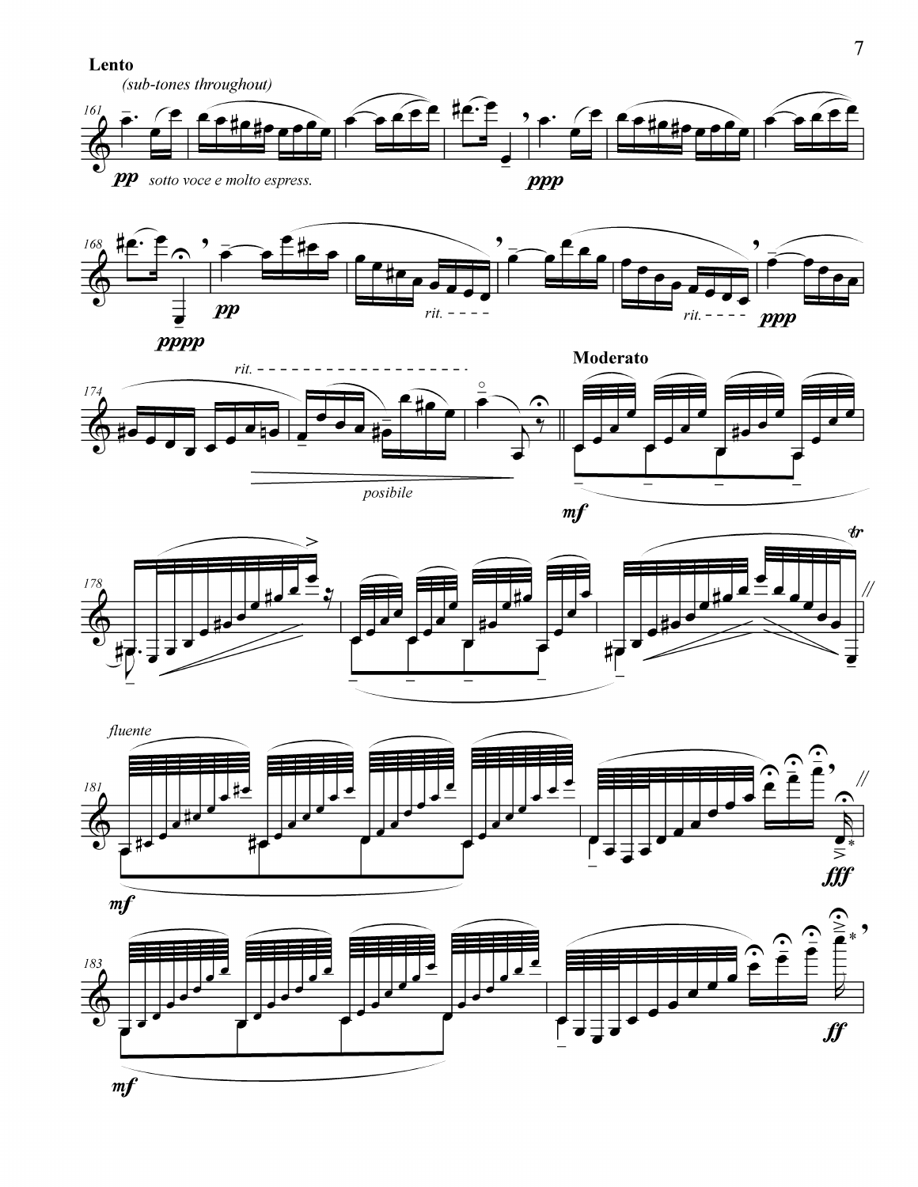**Lento**

*(sub-tones throughout)*

*pp* *sotto voce e molto espress.*

*ppp*

*pppp*

*pp*

*rit.*

*rit.*

*ppp*

*rit.*

*posibile*

**Moderato**

*mf*

*fluente*

*mf*

*fff*

*mf*

*ff*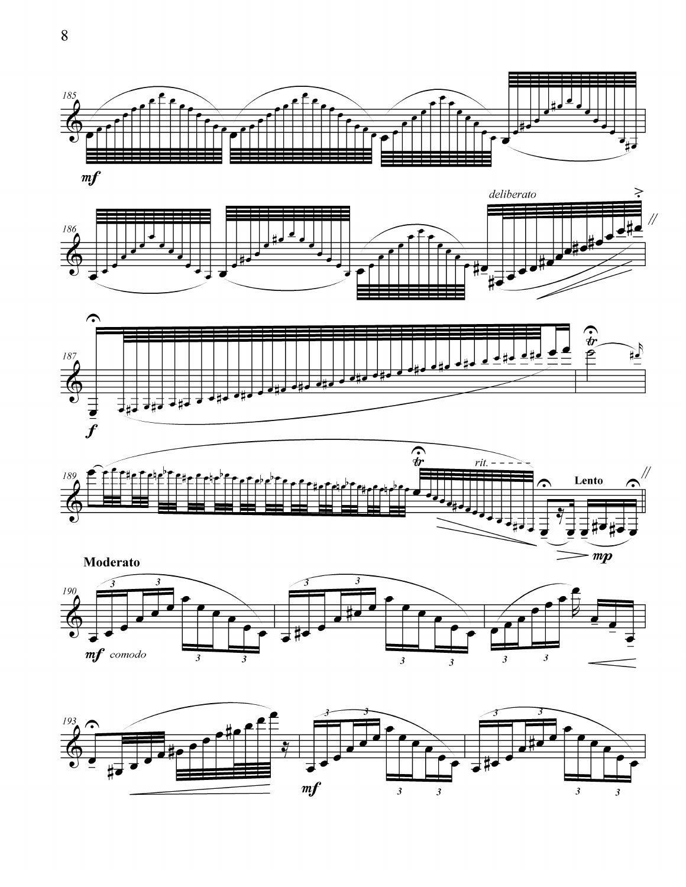*deliberato*

*rit.*

**Lento**

**Moderato**

*mf* *comodo*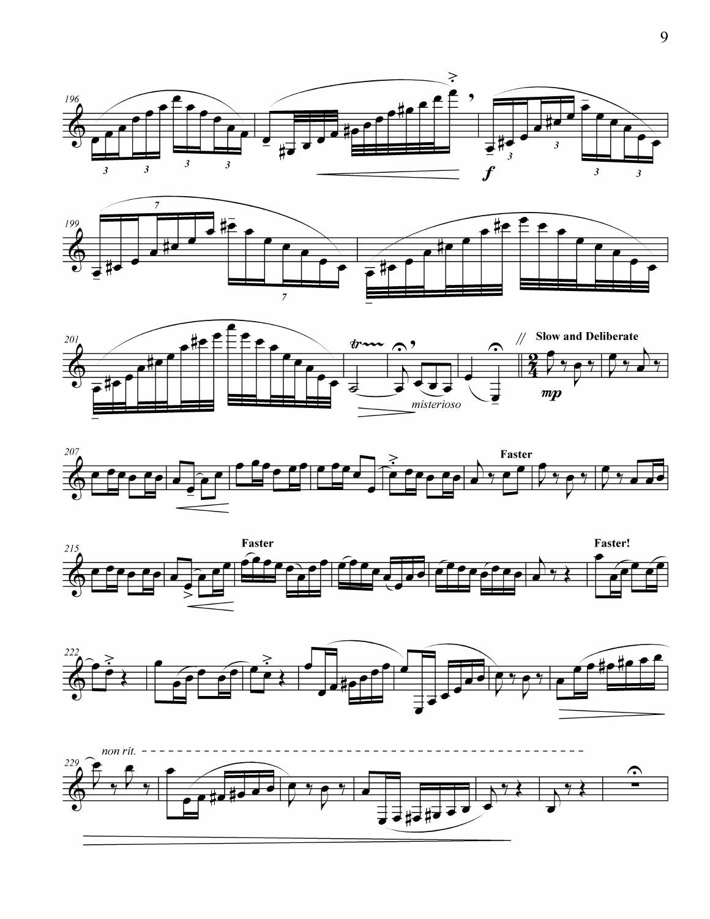*misterioso*

**Slow and Deliberate**

*mp*

**Faster**

**Faster**

**Faster!**

*non rit.*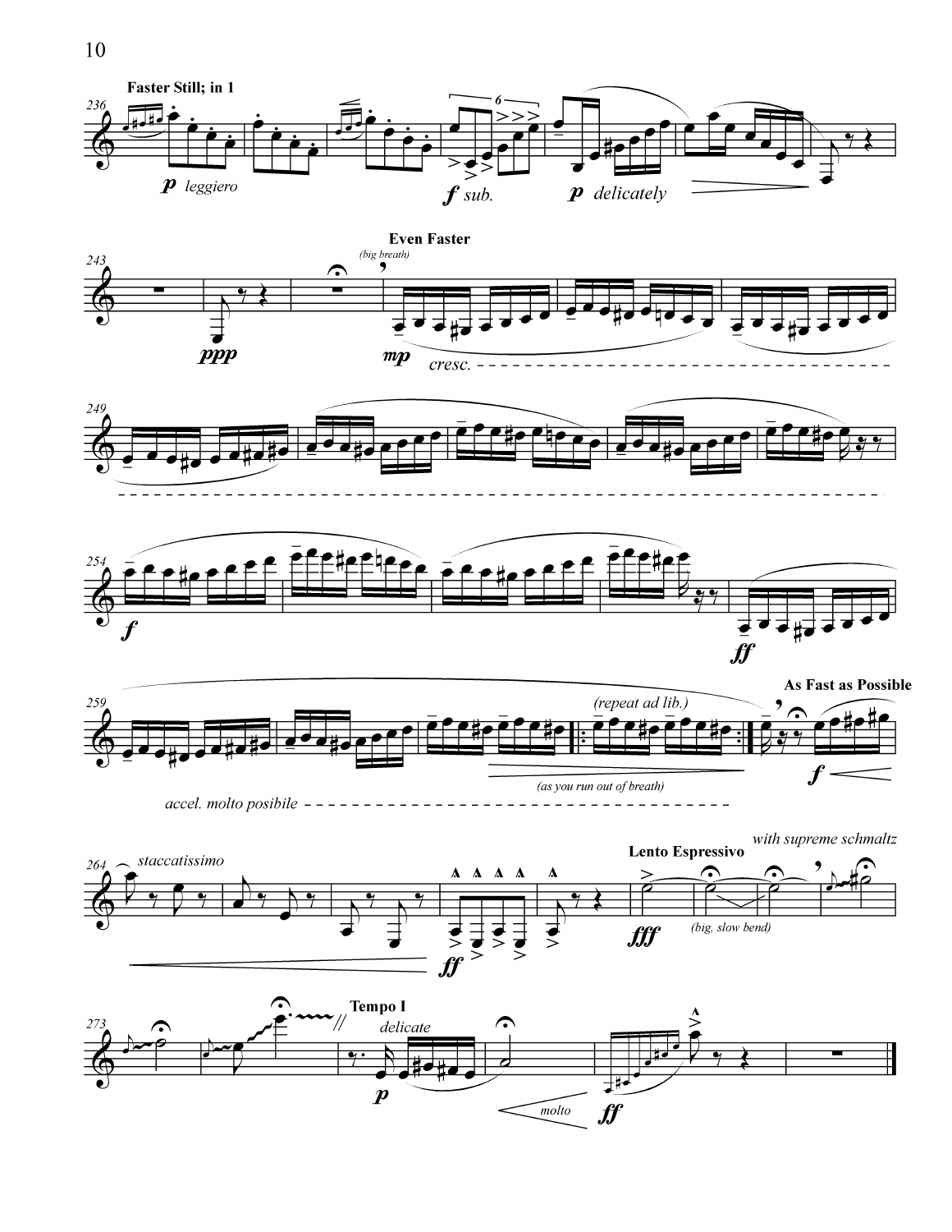Faster Still; in 1

*p leggiero*

*f sub.*

*p delicately*

Even Faster

(big breath)

*mp* *cresc.*

*f*

*ff*

*accel. molto posibile*

(repeat ad lib.)

(as you run out of breath)

As Fast as Possible

*f*

*staccatissimo*

*ff*

Lento Espressivo

*with supreme schmaltz*

*fff*

(big, slow bend)

Tempo I

*delicate*

*p*

*molto*

*ff*